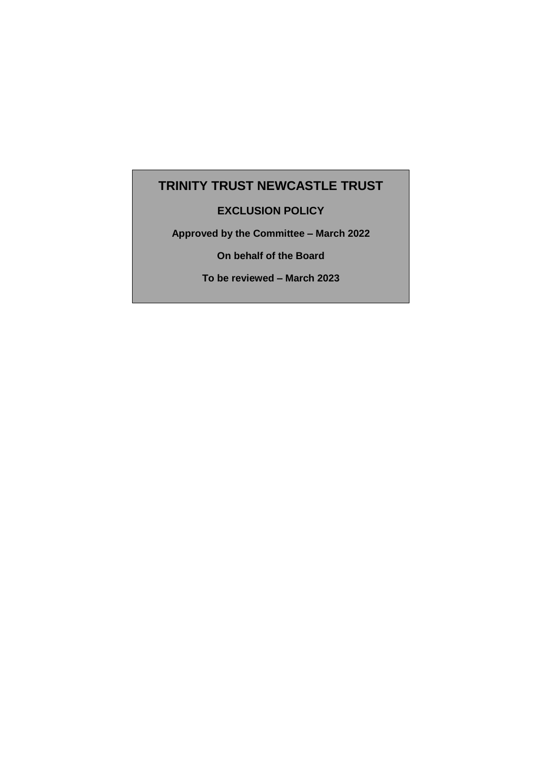# TRINITY TRUST NEWCASTLE TRUST

## EXCLUSION POLICY

**Approved by the Committee – March 2022**

**On behalf of the Board**

**To be reviewed – March 2023**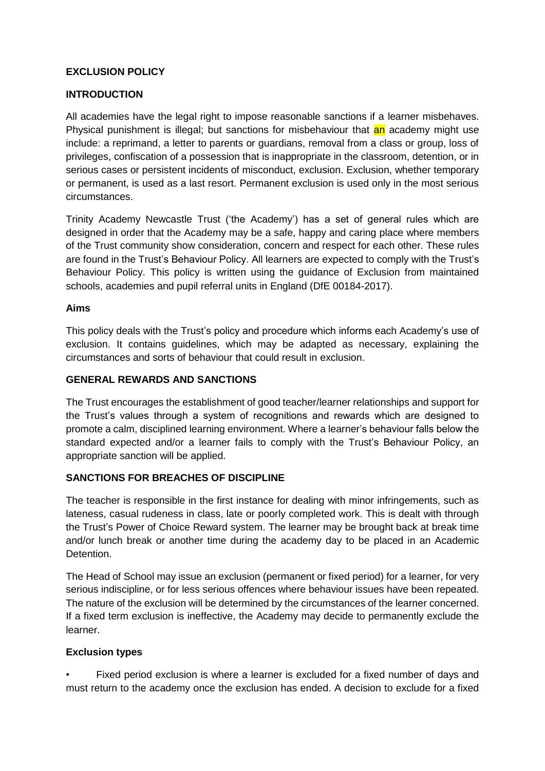## EXCLUSION POLICY

## INTRODUCTION

All academies have the legal right to impose reasonable sanctions if a learner misbehaves. Physical punishment is illegal; but sanctions for misbehaviour that an academy might use include: a reprimand, a letter to parents or guardians, removal from a class or group, loss of privileges, confiscation of a possession that is inappropriate in the classroom, detention, or in serious cases or persistent incidents of misconduct, exclusion. Exclusion, whether temporary or permanent, is used as a last resort. Permanent exclusion is used only in the most serious circumstances.

Trinity Academy Newcastle Trust ('the Academy') has a set of general rules which are designed in order that the Academy may be a safe, happy and caring place where members of the Trust community show consideration, concern and respect for each other. These rules are found in the Trust's Behaviour Policy. All learners are expected to comply with the Trust's Behaviour Policy. This policy is written using the guidance of Exclusion from maintained schools, academies and pupil referral units in England (DfE 00184-2017).

### Aims

This policy deals with the Trust's policy and procedure which informs each Academy's use of exclusion. It contains guidelines, which may be adapted as necessary, explaining the circumstances and sorts of behaviour that could result in exclusion.

## GENERAL REWARDS AND SANCTIONS

The Trust encourages the establishment of good teacher/learner relationships and support for the Trust's values through a system of recognitions and rewards which are designed to promote a calm, disciplined learning environment. Where a learner's behaviour falls below the standard expected and/or a learner fails to comply with the Trust's Behaviour Policy, an appropriate sanction will be applied.

## SANCTIONS FOR BREACHES OF DISCIPLINE

The teacher is responsible in the first instance for dealing with minor infringements, such as lateness, casual rudeness in class, late or poorly completed work. This is dealt with through the Trust's Power of Choice Reward system. The learner may be brought back at break time and/or lunch break or another time during the academy day to be placed in an Academic Detention.

The Head of School may issue an exclusion (permanent or fixed period) for a learner, for very serious indiscipline, or for less serious offences where behaviour issues have been repeated. The nature of the exclusion will be determined by the circumstances of the learner concerned. If a fixed term exclusion is ineffective, the Academy may decide to permanently exclude the learner.

### Exclusion types

- Fixed period exclusion is where a learner is excluded for a fixed number of days and must return to the academy once the exclusion has ended. A decision to exclude for a fixed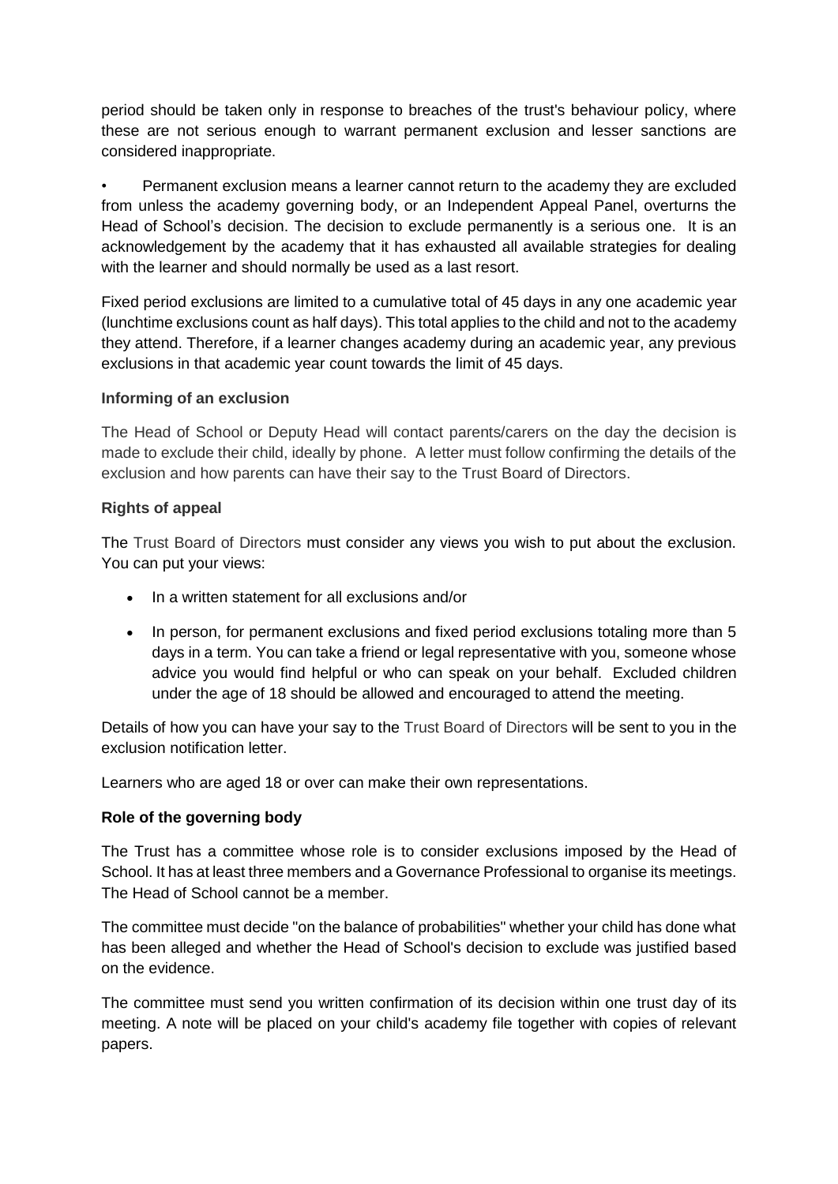period should be taken only in response to breaches of the trust's behaviour policy, where these are not serious enough to warrant permanent exclusion and lesser sanctions are considered inappropriate.

- Permanent exclusion means a learner cannot return to the academy they are excluded from unless the academy governing body, or an Independent Appeal Panel, overturns the Head of School's decision. The decision to exclude permanently is a serious one. It is an acknowledgement by the academy that it has exhausted all available strategies for dealing with the learner and should normally be used as a last resort.

Fixed period exclusions are limited to a cumulative total of 45 days in any one academic year (lunchtime exclusions count as half days). This total applies to the child and not to the academy they attend. Therefore, if a learner changes academy during an academic year, any previous exclusions in that academic year count towards the limit of 45 days.

**Informing of an exclusion**

The Head of School or Deputy Head will contact parents/carers on the day the decision is made to exclude their child, ideally by phone. A letter must follow confirming the details of the exclusion and how parents can have their say to the Trust Board of Directors.

**Rights of appeal**

The Trust Board of Directors must consider any views you wish to put about the exclusion. You can put your views:

- In a written statement for all exclusions and/or
- In person, for permanent exclusions and fixed period exclusions totaling more than 5 days in a term. You can take a friend or legal representative with you, someone whose advice you would find helpful or who can speak on your behalf. Excluded children under the age of 18 should be allowed and encouraged to attend the meeting.

Details of how you can have your say to the Trust Board of Directors will be sent to you in the exclusion notification letter.

Learners who are aged 18 or over can make their own representations.

**Role of the governing body**

The Trust has a committee whose role is to consider exclusions imposed by the Head of School. It has at least three members and a Governance Professional to organise its meetings. The Head of School cannot be a member.

The committee must decide "on the balance of probabilities" whether your child has done what has been alleged and whether the Head of School's decision to exclude was justified based on the evidence.

The committee must send you written confirmation of its decision within one trust day of its meeting. A note will be placed on your child's academy file together with copies of relevant papers.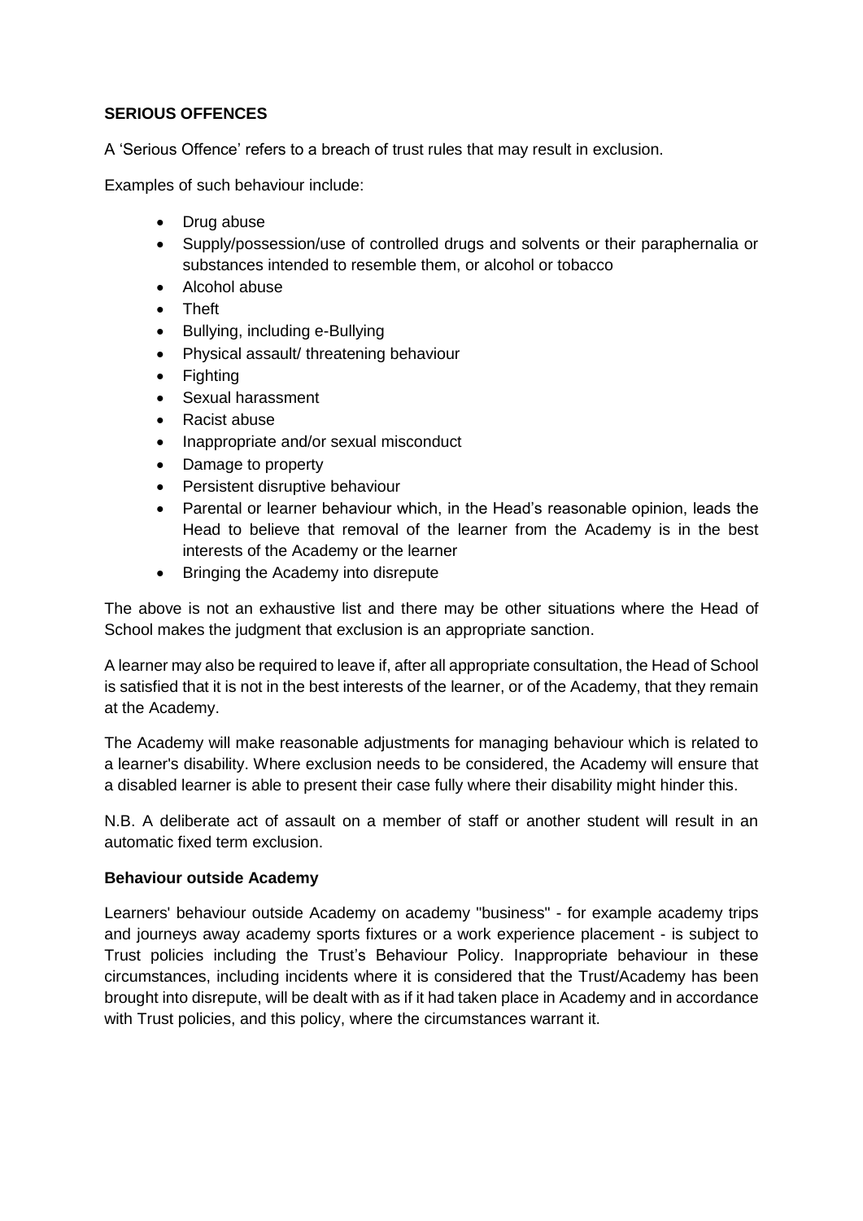**SERIOUS OFFENCES**

A 'Serious Offence' refers to a breach of trust rules that may result in exclusion.

Examples of such behaviour include:

- Drug abuse
- Supply/possession/use of controlled drugs and solvents or their paraphernalia or substances intended to resemble them, or alcohol or tobacco
- Alcohol abuse
- Theft
- Bullying, including e-Bullying
- Physical assault/ threatening behaviour
- Fighting
- Sexual harassment
- Racist abuse
- Inappropriate and/or sexual misconduct
- Damage to property
- Persistent disruptive behaviour
- Parental or learner behaviour which, in the Head's reasonable opinion, leads the Head to believe that removal of the learner from the Academy is in the best interests of the Academy or the learner
- Bringing the Academy into disrepute

The above is not an exhaustive list and there may be other situations where the Head of School makes the judgment that exclusion is an appropriate sanction.

A learner may also be required to leave if, after all appropriate consultation, the Head of School is satisfied that it is not in the best interests of the learner, or of the Academy, that they remain at the Academy.

The Academy will make reasonable adjustments for managing behaviour which is related to a learner's disability. Where exclusion needs to be considered, the Academy will ensure that a disabled learner is able to present their case fully where their disability might hinder this.

N.B. A deliberate act of assault on a member of staff or another student will result in an automatic fixed term exclusion.

**Behaviour outside Academy**

Learners' behaviour outside Academy on academy "business" - for example academy trips and journeys away academy sports fixtures or a work experience placement - is subject to Trust policies including the Trust's Behaviour Policy. Inappropriate behaviour in these circumstances, including incidents where it is considered that the Trust/Academy has been brought into disrepute, will be dealt with as if it had taken place in Academy and in accordance with Trust policies, and this policy, where the circumstances warrant it.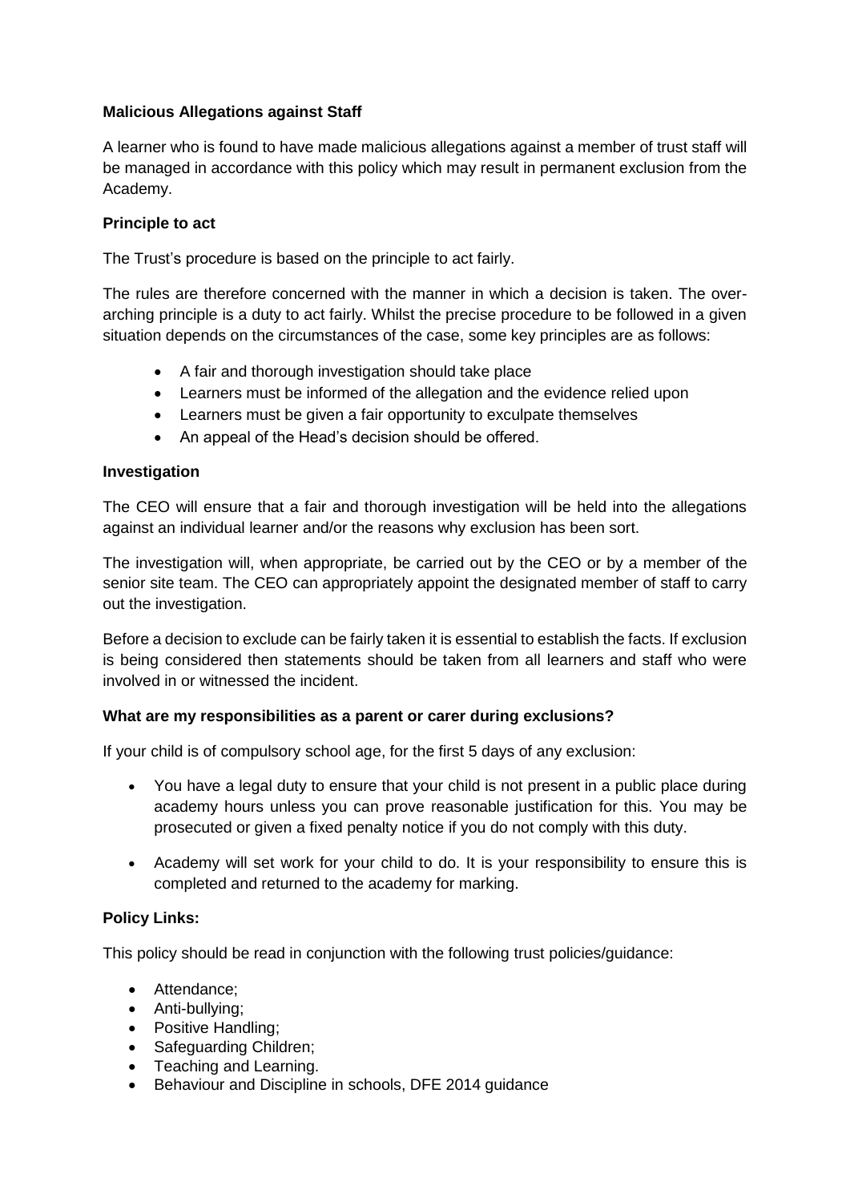**Malicious Allegations against Staff**

A learner who is found to have made malicious allegations against a member of trust staff will be managed in accordance with this policy which may result in permanent exclusion from the Academy.

**Principle to act**

The Trust's procedure is based on the principle to act fairly.

The rules are therefore concerned with the manner in which a decision is taken. The over-arching principle is a duty to act fairly. Whilst the precise procedure to be followed in a given situation depends on the circumstances of the case, some key principles are as follows:

- A fair and thorough investigation should take place
- Learners must be informed of the allegation and the evidence relied upon
- Learners must be given a fair opportunity to exculpate themselves
- An appeal of the Head's decision should be offered.

**Investigation**

The CEO will ensure that a fair and thorough investigation will be held into the allegations against an individual learner and/or the reasons why exclusion has been sort.

The investigation will, when appropriate, be carried out by the CEO or by a member of the senior site team. The CEO can appropriately appoint the designated member of staff to carry out the investigation.

Before a decision to exclude can be fairly taken it is essential to establish the facts. If exclusion is being considered then statements should be taken from all learners and staff who were involved in or witnessed the incident.

**What are my responsibilities as a parent or carer during exclusions?**

If your child is of compulsory school age, for the first 5 days of any exclusion:

- You have a legal duty to ensure that your child is not present in a public place during academy hours unless you can prove reasonable justification for this. You may be prosecuted or given a fixed penalty notice if you do not comply with this duty.
- Academy will set work for your child to do. It is your responsibility to ensure this is completed and returned to the academy for marking.

**Policy Links:**

This policy should be read in conjunction with the following trust policies/guidance:

- Attendance;
- Anti-bullying;
- Positive Handling;
- Safeguarding Children;
- Teaching and Learning.
- Behaviour and Discipline in schools, DFE 2014 guidance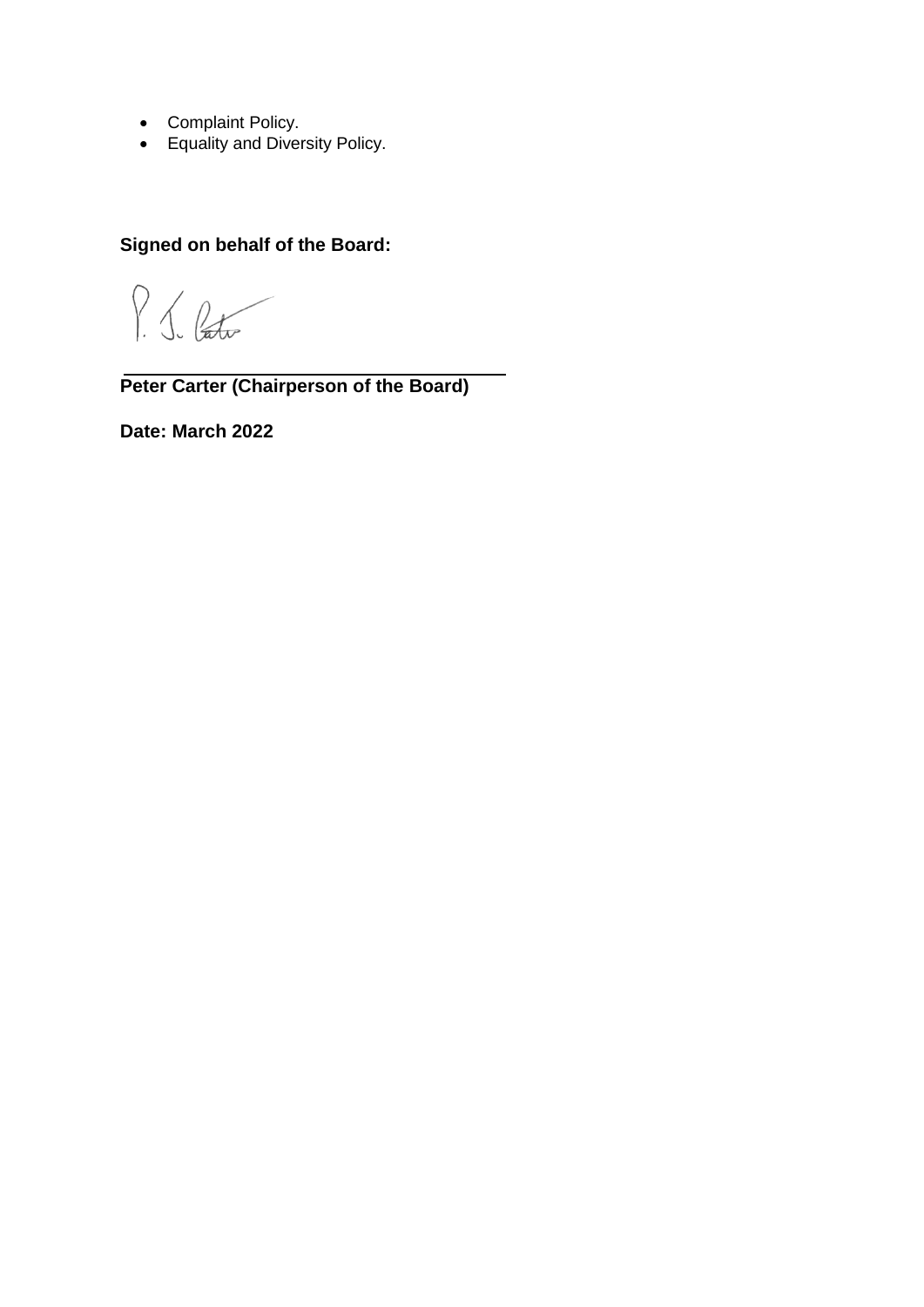- Complaint Policy.
- Equality and Diversity Policy.

**Signed on behalf of the Board:**

**Peter Carter (Chairperson of the Board)**

**Date: March 2022**